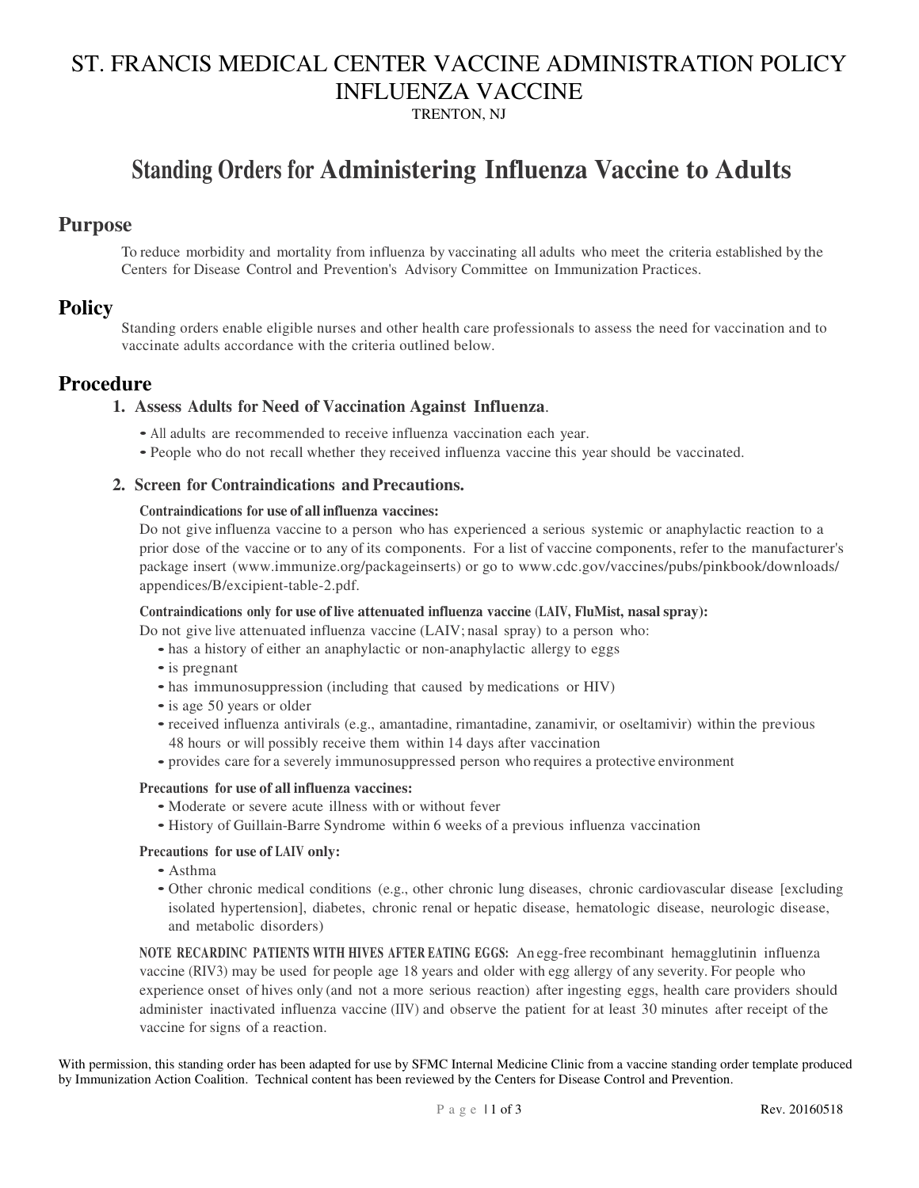# ST. FRANCIS MEDICAL CENTER VACCINE ADMINISTRATION POLICY INFLUENZA VACCINE

TRENTON, NJ

## Standing Orders for Administering Influenza Vaccine to Adults

## Purpose

To reduce morbidity and mortality from influenza by vaccinating all adults who meet the criteria established by the Centers for Disease Control and Prevention's Advisory Committee on Immunization Practices.

## Policy

Standing orders enable eligible nurses and other health care professionals to assess the need for vaccination and to vaccinate adults accordance with the criteria outlined below.

## Procedure

### 1. Assess Adults for Need of Vaccination Against Influenza.

- All adults are recommended to receive influenza vaccination each year.
- People who do not recall whether they received influenza vaccine this year should be vaccinated.

### 2. Screen for Contraindications and Precautions.

**Contraindications for use of all influenza vaccines:**

Do not give influenza vaccine to a person who has experienced a serious systemic or anaphylactic reaction to a prior dose of the vaccine or to any of its components. For a list of vaccine components, refer to the manufacturer's package insert (www.immunize.org/packageinserts) or go to www.cdc.gov/vaccines/pubs/pinkbook/downloads/appendices/B/excipient-table-2.pdf.

**Contraindications only for use of live attenuated influenza vaccine (LAIV, FluMist, nasal spray):**

Do not give live attenuated influenza vaccine (LAIV; nasal spray) to a person who:

- has a history of either an anaphylactic or non-anaphylactic allergy to eggs
- is pregnant
- has immunosuppression (including that caused by medications or HIV)
- is age 50 years or older
- received influenza antivirals (e.g., amantadine, rimantadine, zanamivir, or oseltamivir) within the previous 48 hours or will possibly receive them within 14 days after vaccination
- provides care for a severely immunosuppressed person who requires a protective environment

**Precautions for use of all influenza vaccines:**

- Moderate or severe acute illness with or without fever
- History of Guillain-Barre Syndrome within 6 weeks of a previous influenza vaccination

**Precautions for use of LAIV only:**

- Asthma
- Other chronic medical conditions (e.g., other chronic lung diseases, chronic cardiovascular disease [excluding isolated hypertension], diabetes, chronic renal or hepatic disease, hematologic disease, neurologic disease, and metabolic disorders)

**NOTE RECARDINC PATIENTS WITH HIVES AFTER EATING EGGS:** An egg-free recombinant hemagglutinin influenza vaccine (RIV3) may be used for people age 18 years and older with egg allergy of any severity. For people who experience onset of hives only (and not a more serious reaction) after ingesting eggs, health care providers should administer inactivated influenza vaccine (IIV) and observe the patient for at least 30 minutes after receipt of the vaccine for signs of a reaction.

With permission, this standing order has been adapted for use by SFMC Internal Medicine Clinic from a vaccine standing order template produced by Immunization Action Coalition. Technical content has been reviewed by the Centers for Disease Control and Prevention.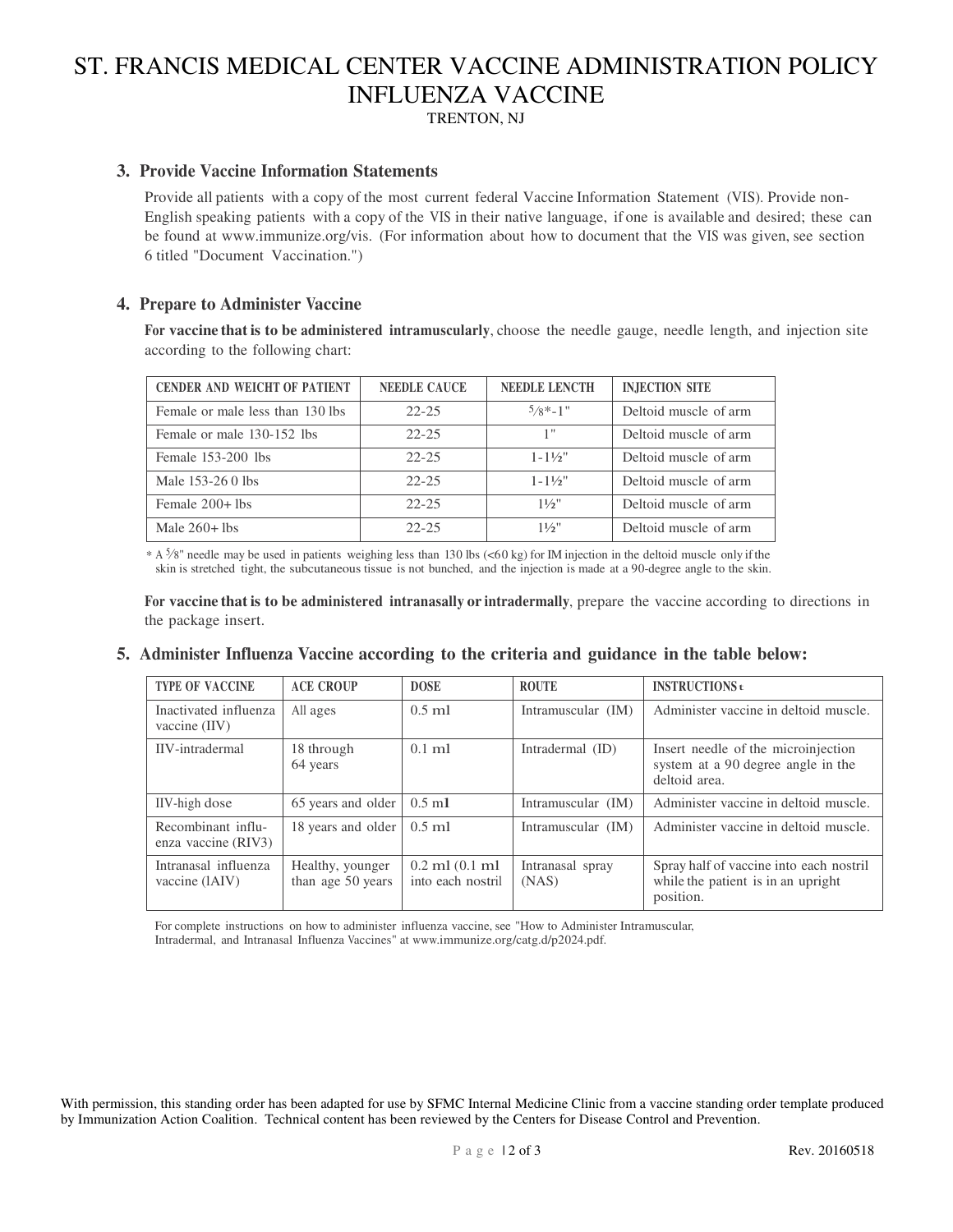# ST. FRANCIS MEDICAL CENTER VACCINE ADMINISTRATION POLICY INFLUENZA VACCINE

TRENTON, NJ

### 3. Provide Vaccine Information Statements

Provide all patients with a copy of the most current federal Vaccine Information Statement (VIS). Provide non-English speaking patients with a copy of the VIS in their native language, if one is available and desired; these can be found at www.immunize.org/vis. (For information about how to document that the VIS was given, see section 6 titled "Document Vaccination.")

### 4. Prepare to Administer Vaccine

**For vaccine that is to be administered intramuscularly**, choose the needle gauge, needle length, and injection site according to the following chart:

| CENDER AND WEICHT OF PATIENT | NEEDLE CAUCE | NEEDLE LENCTH | INJECTION SITE |
|---|---|---|---|
| Female or male less than 130 lbs | 22-25 | ⅝*-1" | Deltoid muscle of arm |
| Female or male 130-152 lbs | 22-25 | 1" | Deltoid muscle of arm |
| Female 153-200 lbs | 22-25 | 1-1½" | Deltoid muscle of arm |
| Male 153-26 0 lbs | 22-25 | 1-1½" | Deltoid muscle of arm |
| Female 200+ lbs | 22-25 | 1½" | Deltoid muscle of arm |
| Male 260+ lbs | 22-25 | 1½" | Deltoid muscle of arm |

* A ⅝" needle may be used in patients weighing less than 130 lbs (<60 kg) for IM injection in the deltoid muscle only if the skin is stretched tight, the subcutaneous tissue is not bunched, and the injection is made at a 90-degree angle to the skin.

**For vaccine that is to be administered intranasally or intradermally**, prepare the vaccine according to directions in the package insert.

### 5. Administer Influenza Vaccine according to the criteria and guidance in the table below:

| TYPE OF VACCINE | ACE CROUP | DOSE | ROUTE | INSTRUCTIONS |
|---|---|---|---|---|
| Inactivated influenza vaccine (IIV) | All ages | 0.5 ml | Intramuscular (IM) | Administer vaccine in deltoid muscle. |
| IIV-intradermal | 18 through 64 years | 0.1 ml | Intradermal (ID) | Insert needle of the microinjection system at a 90 degree angle in the deltoid area. |
| IIV-high dose | 65 years and older | 0.5 ml | Intramuscular (IM) | Administer vaccine in deltoid muscle. |
| Recombinant influenza vaccine (RIV3) | 18 years and older | 0.5 ml | Intramuscular (IM) | Administer vaccine in deltoid muscle. |
| Intranasal influenza vaccine (lAIV) | Healthy, younger than age 50 years | 0.2 ml (0.1 ml into each nostril | Intranasal spray (NAS) | Spray half of vaccine into each nostril while the patient is in an upright position. |

For complete instructions on how to administer influenza vaccine, see "How to Administer Intramuscular, Intradermal, and Intranasal Influenza Vaccines" at www.immunize.org/catg.d/p2024.pdf.

With permission, this standing order has been adapted for use by SFMC Internal Medicine Clinic from a vaccine standing order template produced by Immunization Action Coalition. Technical content has been reviewed by the Centers for Disease Control and Prevention.

Rev. 20160518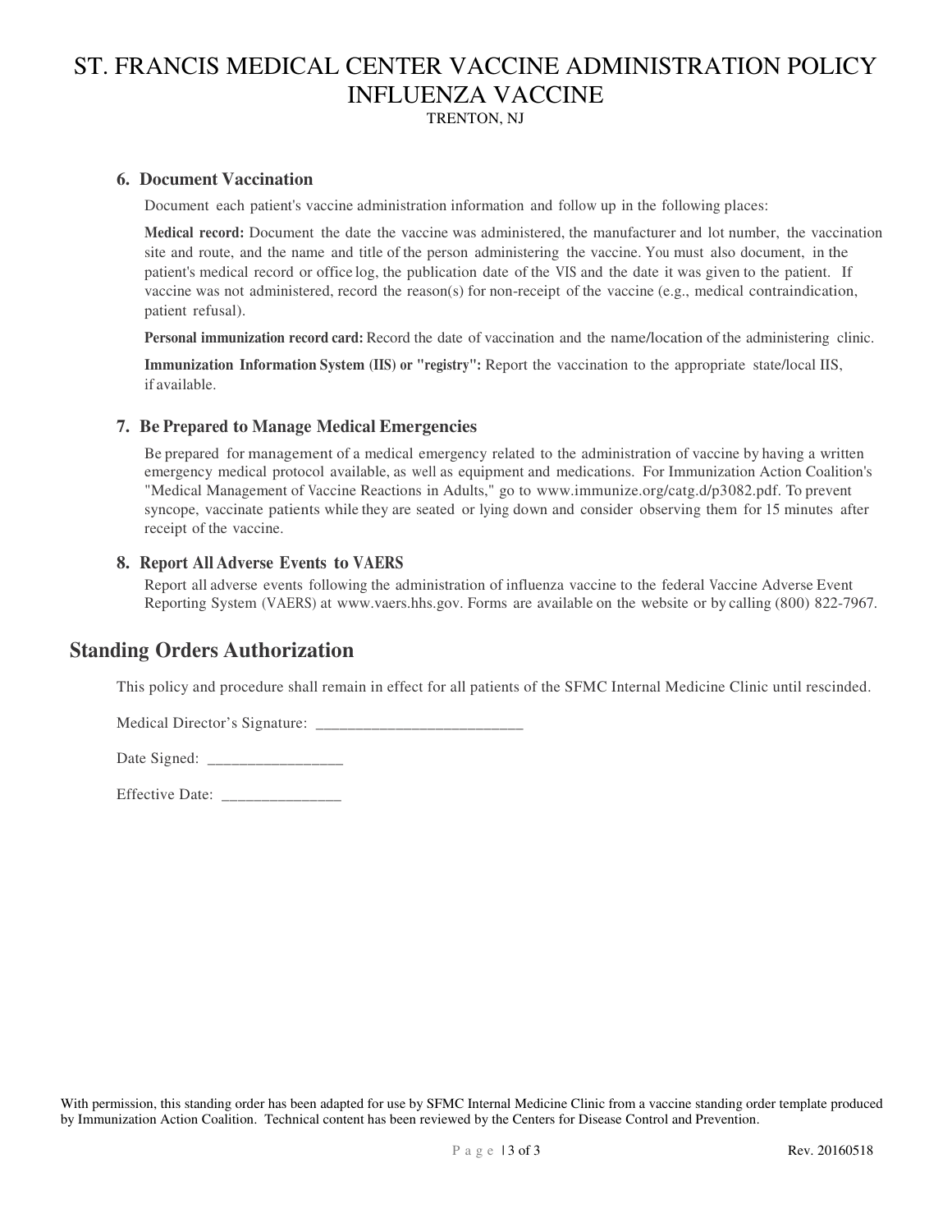### 6. Document Vaccination

Document each patient's vaccine administration information and follow up in the following places:

**Medical record:** Document the date the vaccine was administered, the manufacturer and lot number, the vaccination site and route, and the name and title of the person administering the vaccine. You must also document, in the patient's medical record or office log, the publication date of the VIS and the date it was given to the patient. If vaccine was not administered, record the reason(s) for non-receipt of the vaccine (e.g., medical contraindication, patient refusal).

**Personal immunization record card:** Record the date of vaccination and the name/location of the administering clinic.

**Immunization Information System (IIS) or "registry":** Report the vaccination to the appropriate state/local IIS, if available.

### 7. Be Prepared to Manage Medical Emergencies

Be prepared for management of a medical emergency related to the administration of vaccine by having a written emergency medical protocol available, as well as equipment and medications. For Immunization Action Coalition's "Medical Management of Vaccine Reactions in Adults," go to www.immunize.org/catg.d/p3082.pdf. To prevent syncope, vaccinate patients while they are seated or lying down and consider observing them for 15 minutes after receipt of the vaccine.

### 8. Report All Adverse Events to VAERS

Report all adverse events following the administration of influenza vaccine to the federal Vaccine Adverse Event Reporting System (VAERS) at www.vaers.hhs.gov. Forms are available on the website or by calling (800) 822-7967.

## Standing Orders Authorization

This policy and procedure shall remain in effect for all patients of the SFMC Internal Medicine Clinic until rescinded.

Medical Director's Signature: __________________________

Date Signed: _________________

Effective Date: _______________

With permission, this standing order has been adapted for use by SFMC Internal Medicine Clinic from a vaccine standing order template produced by Immunization Action Coalition. Technical content has been reviewed by the Centers for Disease Control and Prevention.

Rev. 20160518